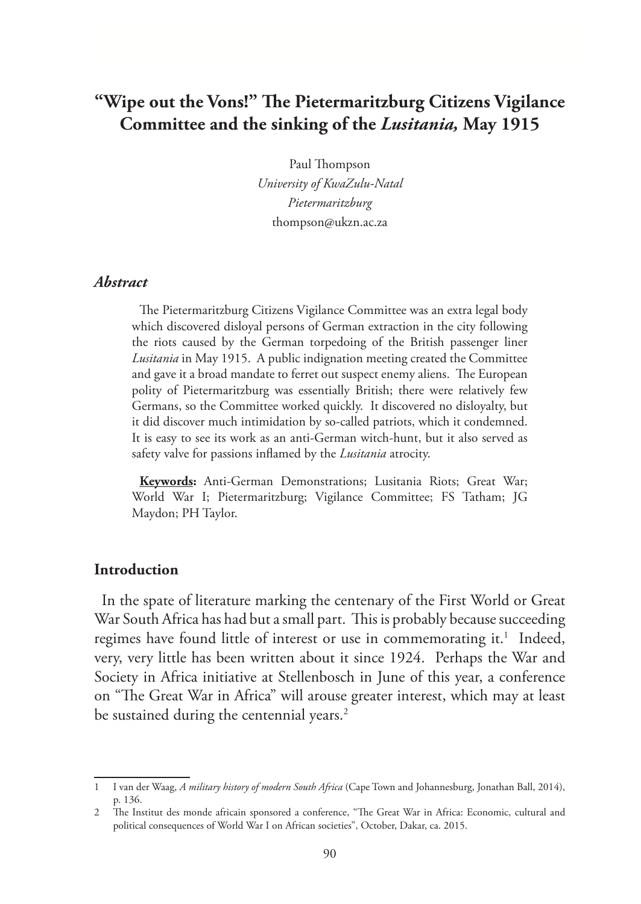# "Wipe out the Vons!" The Pietermaritzburg Citizens Vigilance Committee and the sinking of the *Lusitania*, May 1915

Paul Thompson
*University of KwaZulu-Natal*
*Pietermaritzburg*
thompson@ukzn.ac.za

### *Abstract*

The Pietermaritzburg Citizens Vigilance Committee was an extra legal body which discovered disloyal persons of German extraction in the city following the riots caused by the German torpedoing of the British passenger liner *Lusitania* in May 1915. A public indignation meeting created the Committee and gave it a broad mandate to ferret out suspect enemy aliens. The European polity of Pietermaritzburg was essentially British; there were relatively few Germans, so the Committee worked quickly. It discovered no disloyalty, but it did discover much intimidation by so-called patriots, which it condemned. It is easy to see its work as an anti-German witch-hunt, but it also served as safety valve for passions inflamed by the *Lusitania* atrocity.

**Keywords:** Anti-German Demonstrations; Lusitania Riots; Great War; World War I; Pietermaritzburg; Vigilance Committee; FS Tatham; JG Maydon; PH Taylor.

## Introduction

In the spate of literature marking the centenary of the First World or Great War South Africa has had but a small part. This is probably because succeeding regimes have found little of interest or use in commemorating it.[1] Indeed, very, very little has been written about it since 1924. Perhaps the War and Society in Africa initiative at Stellenbosch in June of this year, a conference on "The Great War in Africa" will arouse greater interest, which may at least be sustained during the centennial years.[2]

---

1 I van der Waag, *A military history of modern South Africa* (Cape Town and Johannesburg, Jonathan Ball, 2014), p. 136.

2 The Institut des monde africain sponsored a conference, "The Great War in Africa: Economic, cultural and political consequences of World War I on African societies", October, Dakar, ca. 2015.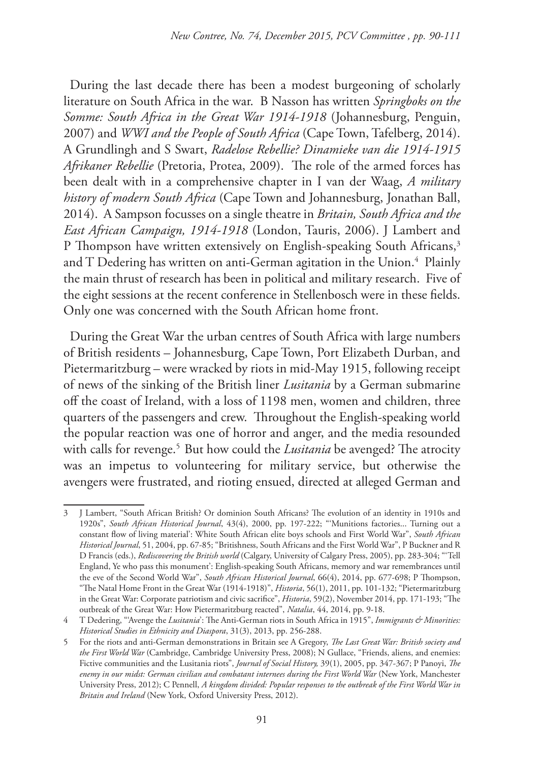During the last decade there has been a modest burgeoning of scholarly literature on South Africa in the war. B Nasson has written *Springboks on the Somme: South Africa in the Great War 1914-1918* (Johannesburg, Penguin, 2007) and *WWI and the People of South Africa* (Cape Town, Tafelberg, 2014). A Grundlingh and S Swart, *Radelose Rebellie? Dinamieke van die 1914-1915 Afrikaner Rebellie* (Pretoria, Protea, 2009). The role of the armed forces has been dealt with in a comprehensive chapter in I van der Waag, *A military history of modern South Africa* (Cape Town and Johannesburg, Jonathan Ball, 2014). A Sampson focusses on a single theatre in *Britain, South Africa and the East African Campaign, 1914-1918* (London, Tauris, 2006). J Lambert and P Thompson have written extensively on English-speaking South Africans,[3] and T Dedering has written on anti-German agitation in the Union.[4] Plainly the main thrust of research has been in political and military research. Five of the eight sessions at the recent conference in Stellenbosch were in these fields. Only one was concerned with the South African home front.

During the Great War the urban centres of South Africa with large numbers of British residents – Johannesburg, Cape Town, Port Elizabeth Durban, and Pietermaritzburg – were wracked by riots in mid-May 1915, following receipt of news of the sinking of the British liner *Lusitania* by a German submarine off the coast of Ireland, with a loss of 1198 men, women and children, three quarters of the passengers and crew. Throughout the English-speaking world the popular reaction was one of horror and anger, and the media resounded with calls for revenge.[5] But how could the *Lusitania* be avenged? The atrocity was an impetus to volunteering for military service, but otherwise the avengers were frustrated, and rioting ensued, directed at alleged German and

---

3 J Lambert, "South African British? Or dominion South Africans? The evolution of an identity in 1910s and 1920s", *South African Historical Journal*, 43(4), 2000, pp. 197-222; "'Munitions factories... Turning out a constant flow of living material': White South African elite boys schools and First World War", *South African Historical Journal*, 51, 2004, pp. 67-85; "Britishness, South Africans and the First World War", P Buckner and R D Francis (eds.), *Rediscovering the British world* (Calgary, University of Calgary Press, 2005), pp. 283-304; "'Tell England, Ye who pass this monument': English-speaking South Africans, memory and war remembrances until the eve of the Second World War", *South African Historical Journal*, 66(4), 2014, pp. 677-698; P Thompson, "The Natal Home Front in the Great War (1914-1918)", *Historia*, 56(1), 2011, pp. 101-132; "Pietermaritzburg in the Great War: Corporate patriotism and civic sacrifice", *Historia*, 59(2), November 2014, pp. 171-193; "The outbreak of the Great War: How Pietermaritzburg reacted", *Natalia*, 44, 2014, pp. 9-18.

4 T Dedering, "'Avenge the *Lusitania*': The Anti-German riots in South Africa in 1915", *Immigrants & Minorities: Historical Studies in Ethnicity and Diaspora*, 31(3), 2013, pp. 256-288.

5 For the riots and anti-German demonstrations in Britain see A Gregory, *The Last Great War: British society and the First World War* (Cambridge, Cambridge University Press, 2008); N Gullace, "Friends, aliens, and enemies: Fictive communities and the Lusitania riots", *Journal of Social History,* 39(1), 2005, pp. 347-367; P Panoyi, *The enemy in our midst: German civilian and combatant internees during the First World War* (New York, Manchester University Press, 2012); C Pennell, *A kingdom divided: Popular responses to the outbreak of the First World War in Britain and Ireland* (New York, Oxford University Press, 2012).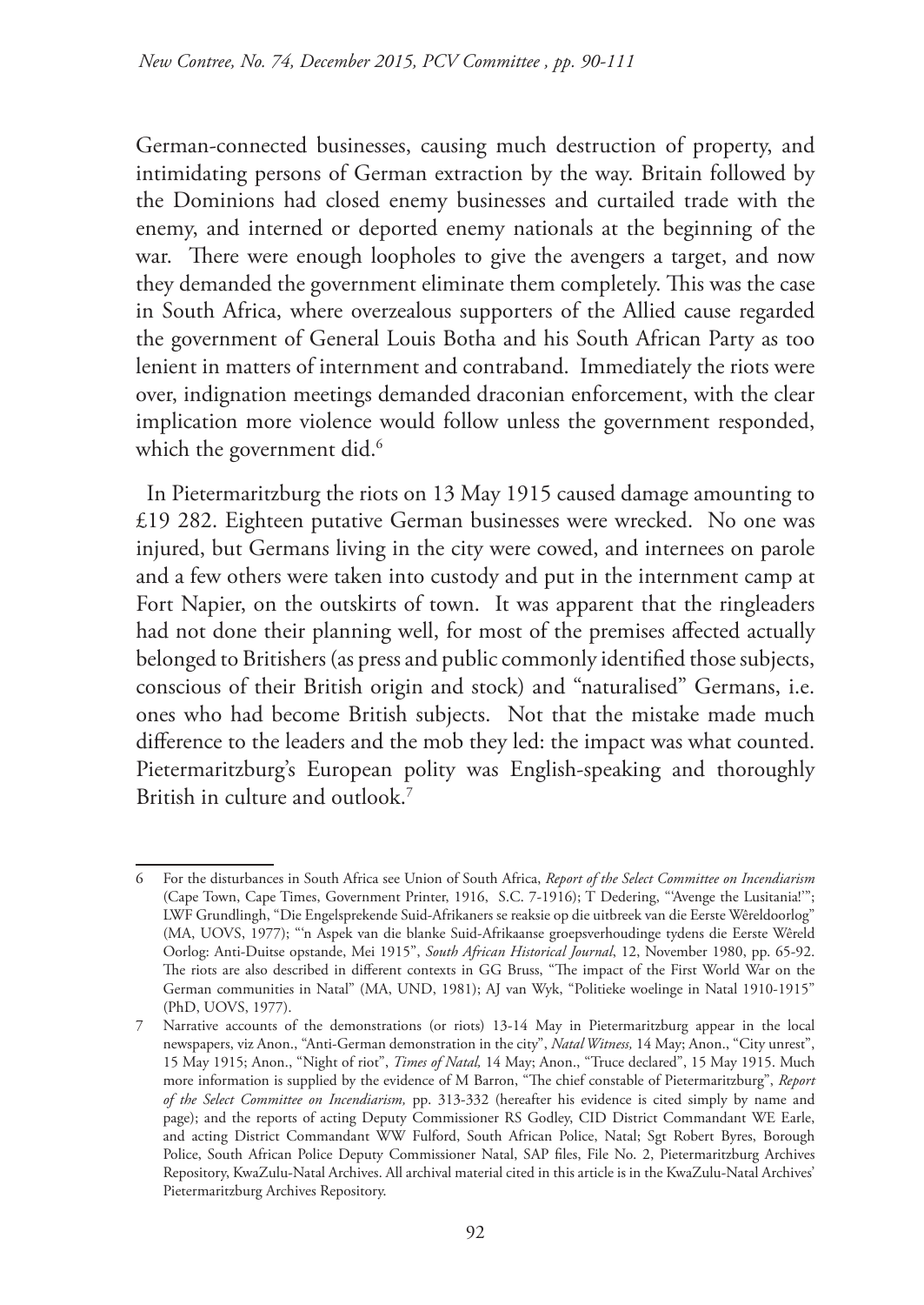German-connected businesses, causing much destruction of property, and intimidating persons of German extraction by the way. Britain followed by the Dominions had closed enemy businesses and curtailed trade with the enemy, and interned or deported enemy nationals at the beginning of the war. There were enough loopholes to give the avengers a target, and now they demanded the government eliminate them completely. This was the case in South Africa, where overzealous supporters of the Allied cause regarded the government of General Louis Botha and his South African Party as too lenient in matters of internment and contraband. Immediately the riots were over, indignation meetings demanded draconian enforcement, with the clear implication more violence would follow unless the government responded, which the government did.[6]

In Pietermaritzburg the riots on 13 May 1915 caused damage amounting to £19 282. Eighteen putative German businesses were wrecked. No one was injured, but Germans living in the city were cowed, and internees on parole and a few others were taken into custody and put in the internment camp at Fort Napier, on the outskirts of town. It was apparent that the ringleaders had not done their planning well, for most of the premises affected actually belonged to Britishers (as press and public commonly identified those subjects, conscious of their British origin and stock) and "naturalised" Germans, i.e. ones who had become British subjects. Not that the mistake made much difference to the leaders and the mob they led: the impact was what counted. Pietermaritzburg's European polity was English-speaking and thoroughly British in culture and outlook.[7]

---

6 For the disturbances in South Africa see Union of South Africa, *Report of the Select Committee on Incendiarism* (Cape Town, Cape Times, Government Printer, 1916, S.C. 7-1916); T Dedering, "'Avenge the Lusitania!'"; LWF Grundlingh, "Die Engelsprekende Suid-Afrikaners se reaksie op die uitbreek van die Eerste Wêreldoorlog" (MA, UOVS, 1977); "'n Aspek van die blanke Suid-Afrikaanse groepsverhoudinge tydens die Eerste Wêreld Oorlog: Anti-Duitse opstande, Mei 1915", *South African Historical Journal*, 12, November 1980, pp. 65-92. The riots are also described in different contexts in GG Bruss, "The impact of the First World War on the German communities in Natal" (MA, UND, 1981); AJ van Wyk, "Politieke woelinge in Natal 1910-1915" (PhD, UOVS, 1977).

7 Narrative accounts of the demonstrations (or riots) 13-14 May in Pietermaritzburg appear in the local newspapers, viz Anon., "Anti-German demonstration in the city", *Natal Witness,* 14 May; Anon., "City unrest", 15 May 1915; Anon., "Night of riot", *Times of Natal,* 14 May; Anon., "Truce declared", 15 May 1915. Much more information is supplied by the evidence of M Barron, "The chief constable of Pietermaritzburg", *Report of the Select Committee on Incendiarism,* pp. 313-332 (hereafter his evidence is cited simply by name and page); and the reports of acting Deputy Commissioner RS Godley, CID District Commandant WE Earle, and acting District Commandant WW Fulford, South African Police, Natal; Sgt Robert Byres, Borough Police, South African Police Deputy Commissioner Natal, SAP files, File No. 2, Pietermaritzburg Archives Repository, KwaZulu-Natal Archives. All archival material cited in this article is in the KwaZulu-Natal Archives' Pietermaritzburg Archives Repository.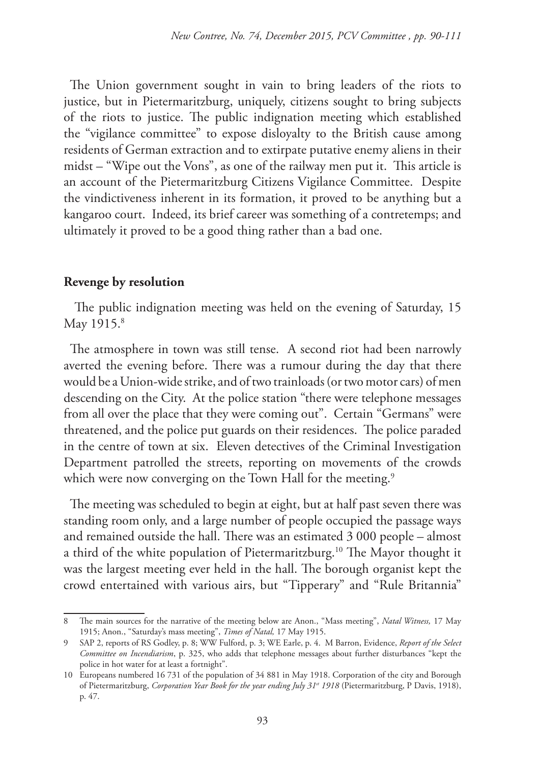The Union government sought in vain to bring leaders of the riots to justice, but in Pietermaritzburg, uniquely, citizens sought to bring subjects of the riots to justice. The public indignation meeting which established the "vigilance committee" to expose disloyalty to the British cause among residents of German extraction and to extirpate putative enemy aliens in their midst – "Wipe out the Vons", as one of the railway men put it. This article is an account of the Pietermaritzburg Citizens Vigilance Committee. Despite the vindictiveness inherent in its formation, it proved to be anything but a kangaroo court. Indeed, its brief career was something of a contretemps; and ultimately it proved to be a good thing rather than a bad one.

## Revenge by resolution

The public indignation meeting was held on the evening of Saturday, 15 May 1915.[8]

The atmosphere in town was still tense. A second riot had been narrowly averted the evening before. There was a rumour during the day that there would be a Union-wide strike, and of two trainloads (or two motor cars) of men descending on the City. At the police station "there were telephone messages from all over the place that they were coming out". Certain "Germans" were threatened, and the police put guards on their residences. The police paraded in the centre of town at six. Eleven detectives of the Criminal Investigation Department patrolled the streets, reporting on movements of the crowds which were now converging on the Town Hall for the meeting.[9]

The meeting was scheduled to begin at eight, but at half past seven there was standing room only, and a large number of people occupied the passage ways and remained outside the hall. There was an estimated 3 000 people – almost a third of the white population of Pietermaritzburg.[10] The Mayor thought it was the largest meeting ever held in the hall. The borough organist kept the crowd entertained with various airs, but "Tipperary" and "Rule Britannia"

---

8 The main sources for the narrative of the meeting below are Anon., "Mass meeting", *Natal Witness,* 17 May 1915; Anon., "Saturday's mass meeting", *Times of Natal,* 17 May 1915.

9 SAP 2, reports of RS Godley, p. 8; WW Fulford, p. 3; WE Earle, p. 4. M Barron, Evidence, *Report of the Select Committee on Incendiarism*, p. 325, who adds that telephone messages about further disturbances "kept the police in hot water for at least a fortnight".

10 Europeans numbered 16 731 of the population of 34 881 in May 1918. Corporation of the city and Borough of Pietermaritzburg, *Corporation Year Book for the year ending July 31st 1918* (Pietermaritzburg, P Davis, 1918), p. 47.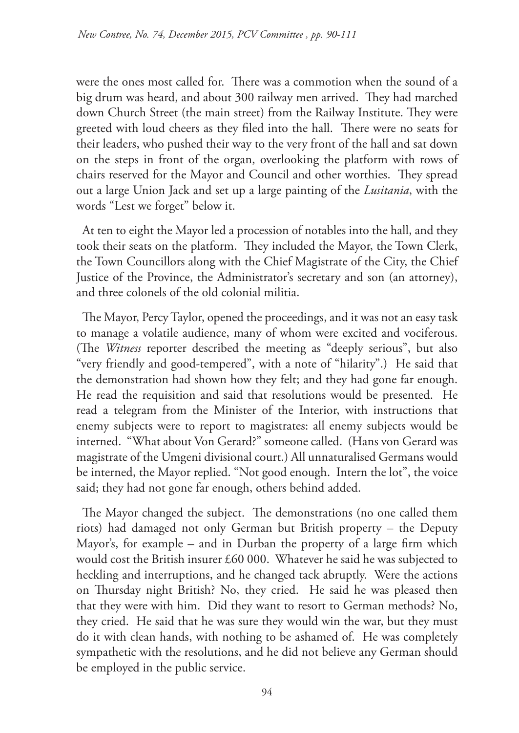were the ones most called for. There was a commotion when the sound of a big drum was heard, and about 300 railway men arrived. They had marched down Church Street (the main street) from the Railway Institute. They were greeted with loud cheers as they filed into the hall. There were no seats for their leaders, who pushed their way to the very front of the hall and sat down on the steps in front of the organ, overlooking the platform with rows of chairs reserved for the Mayor and Council and other worthies. They spread out a large Union Jack and set up a large painting of the *Lusitania*, with the words "Lest we forget" below it.

At ten to eight the Mayor led a procession of notables into the hall, and they took their seats on the platform. They included the Mayor, the Town Clerk, the Town Councillors along with the Chief Magistrate of the City, the Chief Justice of the Province, the Administrator's secretary and son (an attorney), and three colonels of the old colonial militia.

The Mayor, Percy Taylor, opened the proceedings, and it was not an easy task to manage a volatile audience, many of whom were excited and vociferous. (The *Witness* reporter described the meeting as "deeply serious", but also "very friendly and good-tempered", with a note of "hilarity".) He said that the demonstration had shown how they felt; and they had gone far enough. He read the requisition and said that resolutions would be presented. He read a telegram from the Minister of the Interior, with instructions that enemy subjects were to report to magistrates: all enemy subjects would be interned. "What about Von Gerard?" someone called. (Hans von Gerard was magistrate of the Umgeni divisional court.) All unnaturalised Germans would be interned, the Mayor replied. "Not good enough. Intern the lot", the voice said; they had not gone far enough, others behind added.

The Mayor changed the subject. The demonstrations (no one called them riots) had damaged not only German but British property – the Deputy Mayor's, for example – and in Durban the property of a large firm which would cost the British insurer £60 000. Whatever he said he was subjected to heckling and interruptions, and he changed tack abruptly. Were the actions on Thursday night British? No, they cried. He said he was pleased then that they were with him. Did they want to resort to German methods? No, they cried. He said that he was sure they would win the war, but they must do it with clean hands, with nothing to be ashamed of. He was completely sympathetic with the resolutions, and he did not believe any German should be employed in the public service.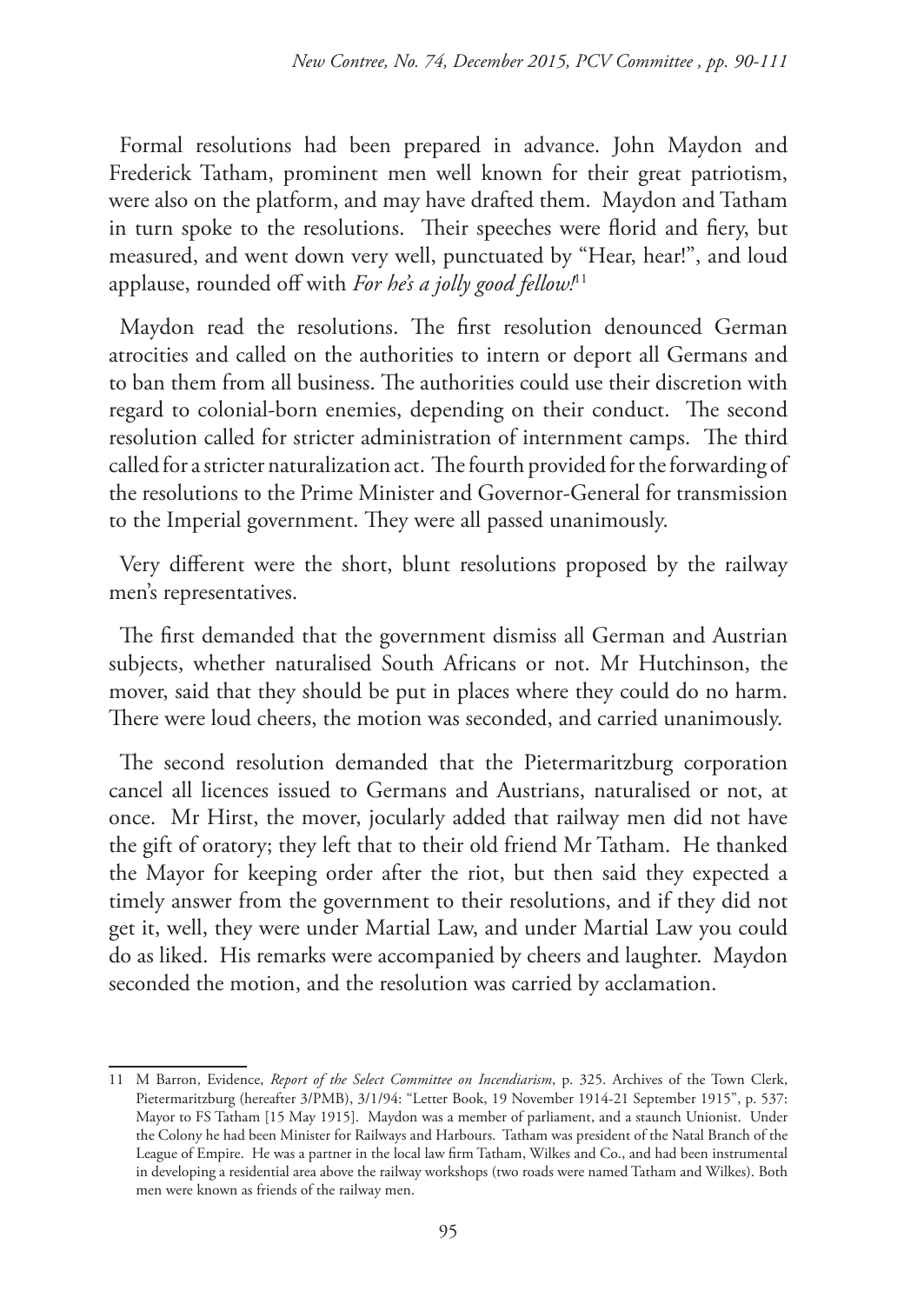Formal resolutions had been prepared in advance. John Maydon and Frederick Tatham, prominent men well known for their great patriotism, were also on the platform, and may have drafted them. Maydon and Tatham in turn spoke to the resolutions. Their speeches were florid and fiery, but measured, and went down very well, punctuated by "Hear, hear!", and loud applause, rounded off with *For he's a jolly good fellow!*[11]

Maydon read the resolutions. The first resolution denounced German atrocities and called on the authorities to intern or deport all Germans and to ban them from all business. The authorities could use their discretion with regard to colonial-born enemies, depending on their conduct. The second resolution called for stricter administration of internment camps. The third called for a stricter naturalization act. The fourth provided for the forwarding of the resolutions to the Prime Minister and Governor-General for transmission to the Imperial government. They were all passed unanimously.

Very different were the short, blunt resolutions proposed by the railway men's representatives.

The first demanded that the government dismiss all German and Austrian subjects, whether naturalised South Africans or not. Mr Hutchinson, the mover, said that they should be put in places where they could do no harm. There were loud cheers, the motion was seconded, and carried unanimously.

The second resolution demanded that the Pietermaritzburg corporation cancel all licences issued to Germans and Austrians, naturalised or not, at once. Mr Hirst, the mover, jocularly added that railway men did not have the gift of oratory; they left that to their old friend Mr Tatham. He thanked the Mayor for keeping order after the riot, but then said they expected a timely answer from the government to their resolutions, and if they did not get it, well, they were under Martial Law, and under Martial Law you could do as liked. His remarks were accompanied by cheers and laughter. Maydon seconded the motion, and the resolution was carried by acclamation.

---

11 M Barron, Evidence, *Report of the Select Committee on Incendiarism*, p. 325. Archives of the Town Clerk, Pietermaritzburg (hereafter 3/PMB), 3/1/94: "Letter Book, 19 November 1914-21 September 1915", p. 537: Mayor to FS Tatham [15 May 1915]. Maydon was a member of parliament, and a staunch Unionist. Under the Colony he had been Minister for Railways and Harbours. Tatham was president of the Natal Branch of the League of Empire. He was a partner in the local law firm Tatham, Wilkes and Co., and had been instrumental in developing a residential area above the railway workshops (two roads were named Tatham and Wilkes). Both men were known as friends of the railway men.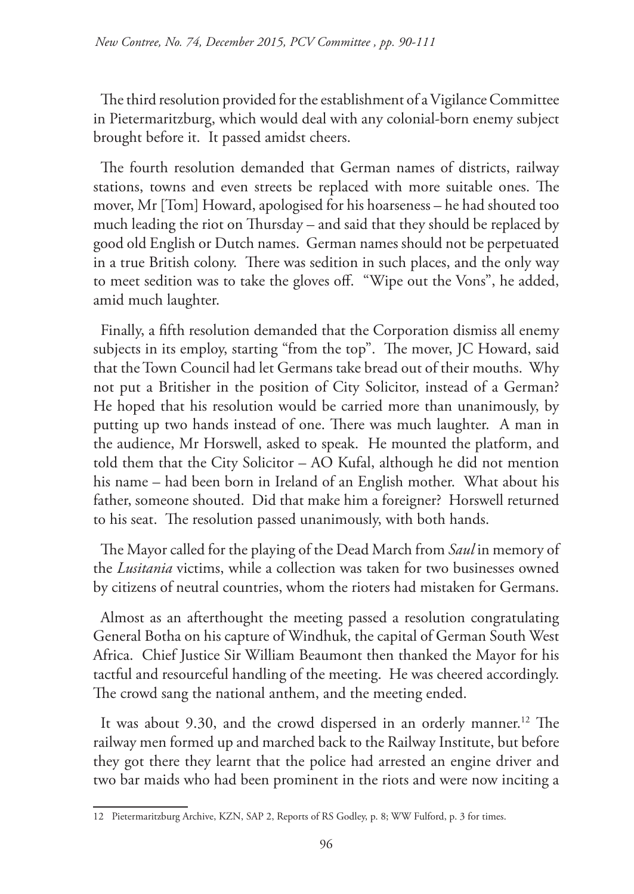The third resolution provided for the establishment of a Vigilance Committee in Pietermaritzburg, which would deal with any colonial-born enemy subject brought before it. It passed amidst cheers.

The fourth resolution demanded that German names of districts, railway stations, towns and even streets be replaced with more suitable ones. The mover, Mr [Tom] Howard, apologised for his hoarseness – he had shouted too much leading the riot on Thursday – and said that they should be replaced by good old English or Dutch names. German names should not be perpetuated in a true British colony. There was sedition in such places, and the only way to meet sedition was to take the gloves off. "Wipe out the Vons", he added, amid much laughter.

Finally, a fifth resolution demanded that the Corporation dismiss all enemy subjects in its employ, starting "from the top". The mover, JC Howard, said that the Town Council had let Germans take bread out of their mouths. Why not put a Britisher in the position of City Solicitor, instead of a German? He hoped that his resolution would be carried more than unanimously, by putting up two hands instead of one. There was much laughter. A man in the audience, Mr Horswell, asked to speak. He mounted the platform, and told them that the City Solicitor – AO Kufal, although he did not mention his name – had been born in Ireland of an English mother. What about his father, someone shouted. Did that make him a foreigner? Horswell returned to his seat. The resolution passed unanimously, with both hands.

The Mayor called for the playing of the Dead March from *Saul* in memory of the *Lusitania* victims, while a collection was taken for two businesses owned by citizens of neutral countries, whom the rioters had mistaken for Germans.

Almost as an afterthought the meeting passed a resolution congratulating General Botha on his capture of Windhuk, the capital of German South West Africa. Chief Justice Sir William Beaumont then thanked the Mayor for his tactful and resourceful handling of the meeting. He was cheered accordingly. The crowd sang the national anthem, and the meeting ended.

It was about 9.30, and the crowd dispersed in an orderly manner.[12] The railway men formed up and marched back to the Railway Institute, but before they got there they learnt that the police had arrested an engine driver and two bar maids who had been prominent in the riots and were now inciting a

---

12 Pietermaritzburg Archive, KZN, SAP 2, Reports of RS Godley, p. 8; WW Fulford, p. 3 for times.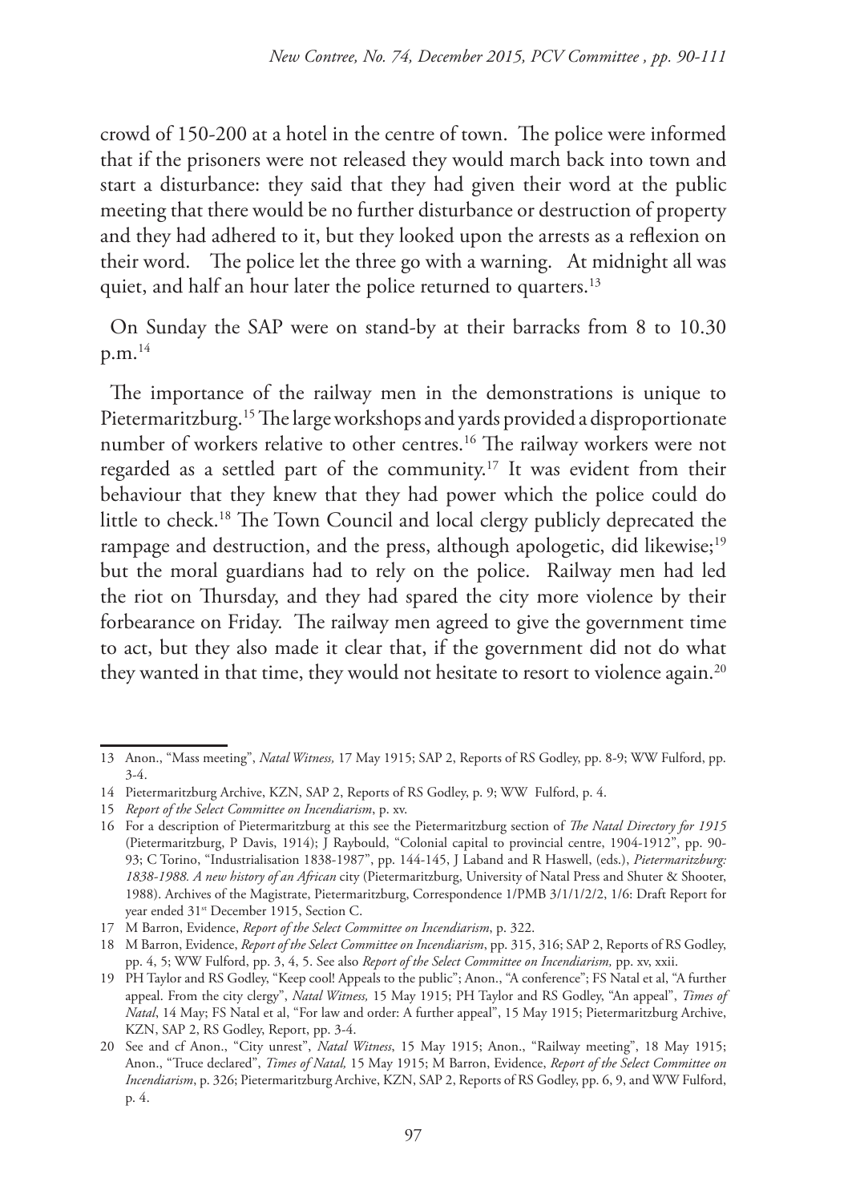crowd of 150-200 at a hotel in the centre of town. The police were informed that if the prisoners were not released they would march back into town and start a disturbance: they said that they had given their word at the public meeting that there would be no further disturbance or destruction of property and they had adhered to it, but they looked upon the arrests as a reflexion on their word. The police let the three go with a warning. At midnight all was quiet, and half an hour later the police returned to quarters.[13]

On Sunday the SAP were on stand-by at their barracks from 8 to 10.30 p.m.[14]

The importance of the railway men in the demonstrations is unique to Pietermaritzburg.[15] The large workshops and yards provided a disproportionate number of workers relative to other centres.[16] The railway workers were not regarded as a settled part of the community.[17] It was evident from their behaviour that they knew that they had power which the police could do little to check.[18] The Town Council and local clergy publicly deprecated the rampage and destruction, and the press, although apologetic, did likewise;[19] but the moral guardians had to rely on the police. Railway men had led the riot on Thursday, and they had spared the city more violence by their forbearance on Friday. The railway men agreed to give the government time to act, but they also made it clear that, if the government did not do what they wanted in that time, they would not hesitate to resort to violence again.[20]

---

13 Anon., "Mass meeting", *Natal Witness,* 17 May 1915; SAP 2, Reports of RS Godley, pp. 8-9; WW Fulford, pp. 3-4.

14 Pietermaritzburg Archive, KZN, SAP 2, Reports of RS Godley, p. 9; WW Fulford, p. 4.

15 *Report of the Select Committee on Incendiarism*, p. xv.

16 For a description of Pietermaritzburg at this see the Pietermaritzburg section of *The Natal Directory for 1915* (Pietermaritzburg, P Davis, 1914); J Raybould, "Colonial capital to provincial centre, 1904-1912", pp. 90-93; C Torino, "Industrialisation 1838-1987", pp. 144-145, J Laband and R Haswell, (eds.), *Pietermaritzburg: 1838-1988. A new history of an African* city (Pietermaritzburg, University of Natal Press and Shuter & Shooter, 1988). Archives of the Magistrate, Pietermaritzburg, Correspondence 1/PMB 3/1/1/2/2, 1/6: Draft Report for year ended 31st December 1915, Section C.

17 M Barron, Evidence, *Report of the Select Committee on Incendiarism*, p. 322.

18 M Barron, Evidence, *Report of the Select Committee on Incendiarism*, pp. 315, 316; SAP 2, Reports of RS Godley, pp. 4, 5; WW Fulford, pp. 3, 4, 5. See also *Report of the Select Committee on Incendiarism,* pp. xv, xxii.

19 PH Taylor and RS Godley, "Keep cool! Appeals to the public"; Anon., "A conference"; FS Natal et al, "A further appeal. From the city clergy", *Natal Witness,* 15 May 1915; PH Taylor and RS Godley, "An appeal", *Times of Natal*, 14 May; FS Natal et al, "For law and order: A further appeal", 15 May 1915; Pietermaritzburg Archive, KZN, SAP 2, RS Godley, Report, pp. 3-4.

20 See and cf Anon., "City unrest", *Natal Witness*, 15 May 1915; Anon., "Railway meeting", 18 May 1915; Anon., "Truce declared", *Times of Natal,* 15 May 1915; M Barron, Evidence, *Report of the Select Committee on Incendiarism*, p. 326; Pietermaritzburg Archive, KZN, SAP 2, Reports of RS Godley, pp. 6, 9, and WW Fulford, p. 4.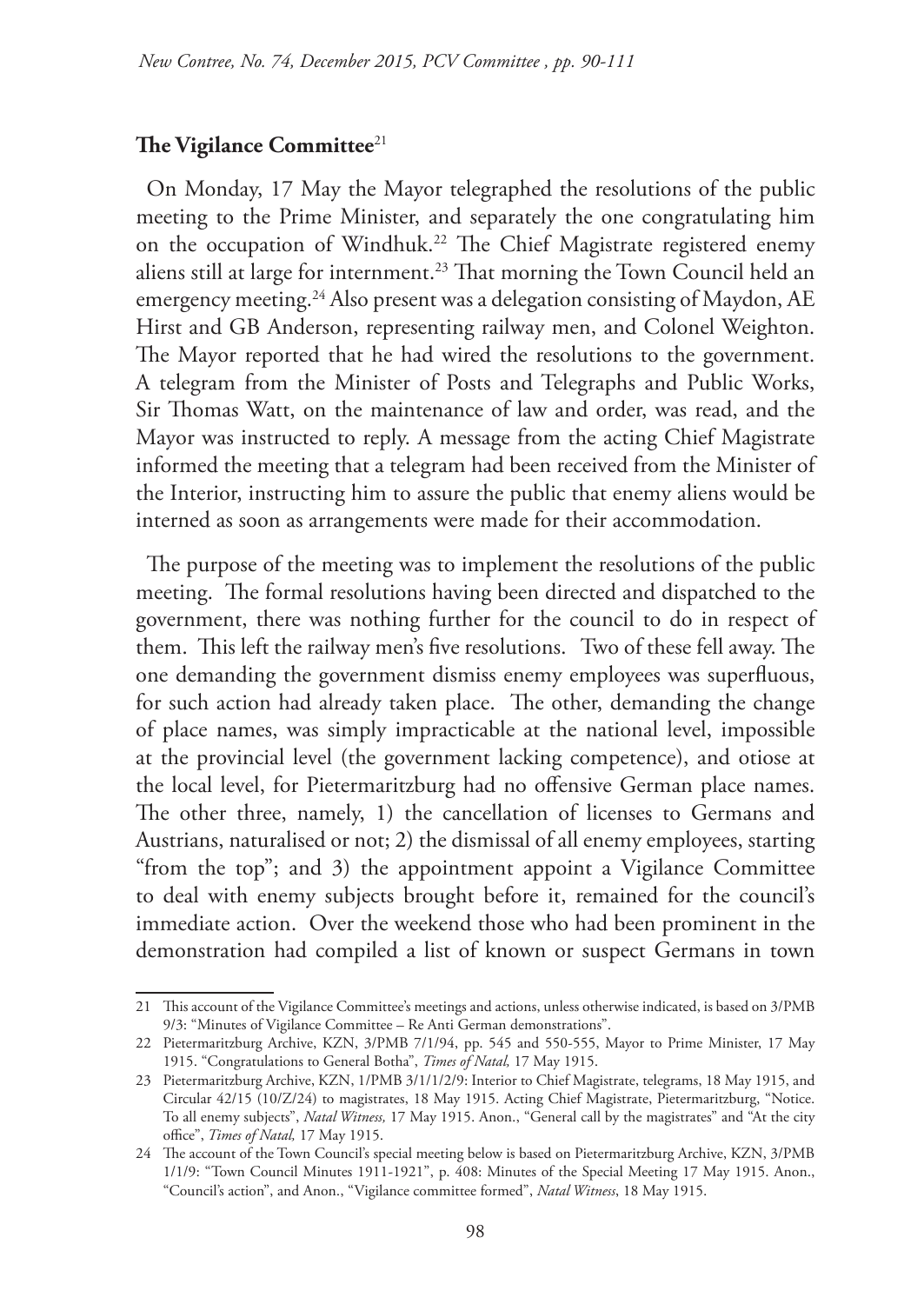## **The Vigilance Committee**[21]

On Monday, 17 May the Mayor telegraphed the resolutions of the public meeting to the Prime Minister, and separately the one congratulating him on the occupation of Windhuk.[22] The Chief Magistrate registered enemy aliens still at large for internment.[23] That morning the Town Council held an emergency meeting.[24] Also present was a delegation consisting of Maydon, AE Hirst and GB Anderson, representing railway men, and Colonel Weighton. The Mayor reported that he had wired the resolutions to the government. A telegram from the Minister of Posts and Telegraphs and Public Works, Sir Thomas Watt, on the maintenance of law and order, was read, and the Mayor was instructed to reply. A message from the acting Chief Magistrate informed the meeting that a telegram had been received from the Minister of the Interior, instructing him to assure the public that enemy aliens would be interned as soon as arrangements were made for their accommodation.

The purpose of the meeting was to implement the resolutions of the public meeting. The formal resolutions having been directed and dispatched to the government, there was nothing further for the council to do in respect of them. This left the railway men's five resolutions. Two of these fell away. The one demanding the government dismiss enemy employees was superfluous, for such action had already taken place. The other, demanding the change of place names, was simply impracticable at the national level, impossible at the provincial level (the government lacking competence), and otiose at the local level, for Pietermaritzburg had no offensive German place names. The other three, namely, 1) the cancellation of licenses to Germans and Austrians, naturalised or not; 2) the dismissal of all enemy employees, starting "from the top"; and 3) the appointment appoint a Vigilance Committee to deal with enemy subjects brought before it, remained for the council's immediate action. Over the weekend those who had been prominent in the demonstration had compiled a list of known or suspect Germans in town

---

21 This account of the Vigilance Committee's meetings and actions, unless otherwise indicated, is based on 3/PMB 9/3: "Minutes of Vigilance Committee – Re Anti German demonstrations".

22 Pietermaritzburg Archive, KZN, 3/PMB 7/1/94, pp. 545 and 550-555, Mayor to Prime Minister, 17 May 1915. "Congratulations to General Botha", *Times of Natal,* 17 May 1915.

23 Pietermaritzburg Archive, KZN, 1/PMB 3/1/1/2/9: Interior to Chief Magistrate, telegrams, 18 May 1915, and Circular 42/15 (10/Z/24) to magistrates, 18 May 1915. Acting Chief Magistrate, Pietermaritzburg, "Notice. To all enemy subjects", *Natal Witness,* 17 May 1915. Anon., "General call by the magistrates" and "At the city office", *Times of Natal,* 17 May 1915.

24 The account of the Town Council's special meeting below is based on Pietermaritzburg Archive, KZN, 3/PMB 1/1/9: "Town Council Minutes 1911-1921", p. 408: Minutes of the Special Meeting 17 May 1915. Anon., "Council's action", and Anon., "Vigilance committee formed", *Natal Witness*, 18 May 1915.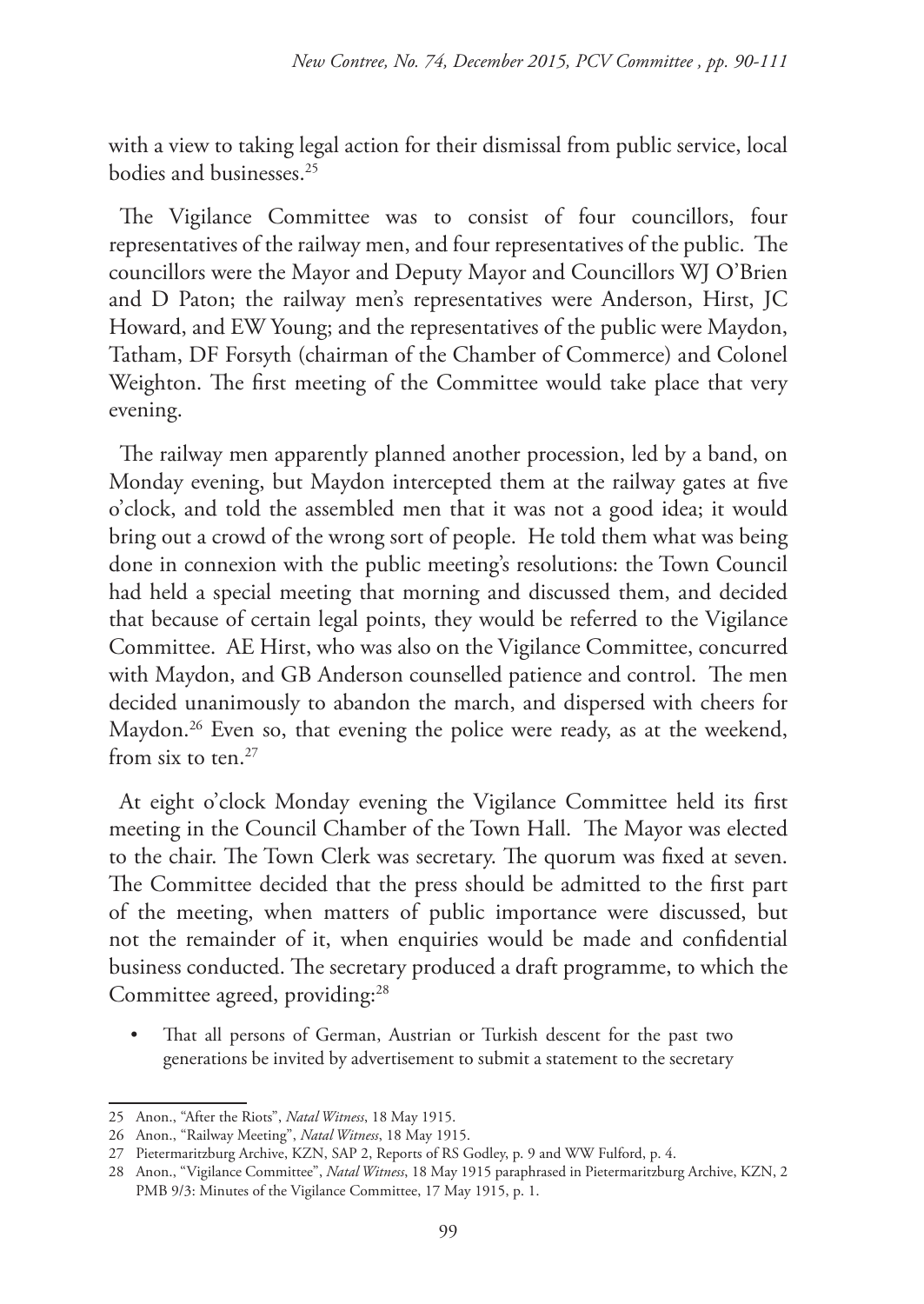with a view to taking legal action for their dismissal from public service, local bodies and businesses.[25]

The Vigilance Committee was to consist of four councillors, four representatives of the railway men, and four representatives of the public. The councillors were the Mayor and Deputy Mayor and Councillors WJ O'Brien and D Paton; the railway men's representatives were Anderson, Hirst, JC Howard, and EW Young; and the representatives of the public were Maydon, Tatham, DF Forsyth (chairman of the Chamber of Commerce) and Colonel Weighton. The first meeting of the Committee would take place that very evening.

The railway men apparently planned another procession, led by a band, on Monday evening, but Maydon intercepted them at the railway gates at five o'clock, and told the assembled men that it was not a good idea; it would bring out a crowd of the wrong sort of people. He told them what was being done in connexion with the public meeting's resolutions: the Town Council had held a special meeting that morning and discussed them, and decided that because of certain legal points, they would be referred to the Vigilance Committee. AE Hirst, who was also on the Vigilance Committee, concurred with Maydon, and GB Anderson counselled patience and control. The men decided unanimously to abandon the march, and dispersed with cheers for Maydon.[26] Even so, that evening the police were ready, as at the weekend, from six to ten.[27]

At eight o'clock Monday evening the Vigilance Committee held its first meeting in the Council Chamber of the Town Hall. The Mayor was elected to the chair. The Town Clerk was secretary. The quorum was fixed at seven. The Committee decided that the press should be admitted to the first part of the meeting, when matters of public importance were discussed, but not the remainder of it, when enquiries would be made and confidential business conducted. The secretary produced a draft programme, to which the Committee agreed, providing:[28]

- That all persons of German, Austrian or Turkish descent for the past two generations be invited by advertisement to submit a statement to the secretary

---

25 Anon., "After the Riots", *Natal Witness*, 18 May 1915.

26 Anon., "Railway Meeting", *Natal Witness*, 18 May 1915.

27 Pietermaritzburg Archive, KZN, SAP 2, Reports of RS Godley, p. 9 and WW Fulford, p. 4.

28 Anon., "Vigilance Committee", *Natal Witness*, 18 May 1915 paraphrased in Pietermaritzburg Archive, KZN, 2 PMB 9/3: Minutes of the Vigilance Committee, 17 May 1915, p. 1.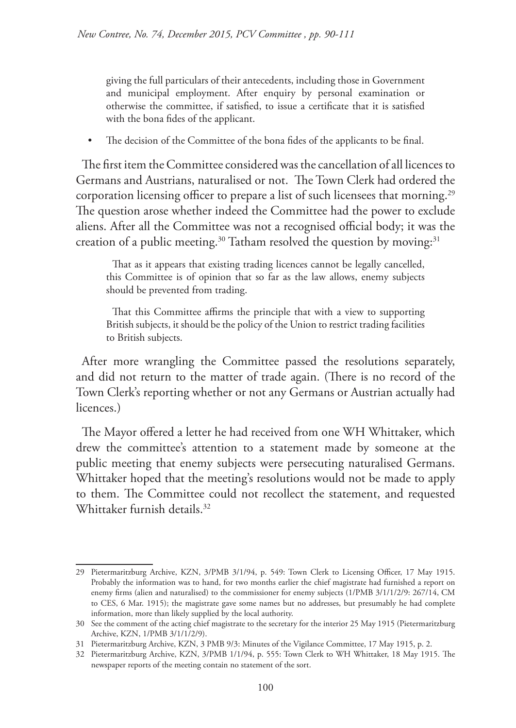giving the full particulars of their antecedents, including those in Government and municipal employment. After enquiry by personal examination or otherwise the committee, if satisfied, to issue a certificate that it is satisfied with the bona fides of the applicant.

- The decision of the Committee of the bona fides of the applicants to be final.

The first item the Committee considered was the cancellation of all licences to Germans and Austrians, naturalised or not. The Town Clerk had ordered the corporation licensing officer to prepare a list of such licensees that morning.[29] The question arose whether indeed the Committee had the power to exclude aliens. After all the Committee was not a recognised official body; it was the creation of a public meeting.[30] Tatham resolved the question by moving:[31]

> That as it appears that existing trading licences cannot be legally cancelled, this Committee is of opinion that so far as the law allows, enemy subjects should be prevented from trading.
>
> That this Committee affirms the principle that with a view to supporting British subjects, it should be the policy of the Union to restrict trading facilities to British subjects.

After more wrangling the Committee passed the resolutions separately, and did not return to the matter of trade again. (There is no record of the Town Clerk's reporting whether or not any Germans or Austrian actually had licences.)

The Mayor offered a letter he had received from one WH Whittaker, which drew the committee's attention to a statement made by someone at the public meeting that enemy subjects were persecuting naturalised Germans. Whittaker hoped that the meeting's resolutions would not be made to apply to them. The Committee could not recollect the statement, and requested Whittaker furnish details.[32]

---

29 Pietermaritzburg Archive, KZN, 3/PMB 3/1/94, p. 549: Town Clerk to Licensing Officer, 17 May 1915. Probably the information was to hand, for two months earlier the chief magistrate had furnished a report on enemy firms (alien and naturalised) to the commissioner for enemy subjects (1/PMB 3/1/1/2/9: 267/14, CM to CES, 6 Mar. 1915); the magistrate gave some names but no addresses, but presumably he had complete information, more than likely supplied by the local authority.

30 See the comment of the acting chief magistrate to the secretary for the interior 25 May 1915 (Pietermaritzburg Archive, KZN, 1/PMB 3/1/1/2/9).

31 Pietermaritzburg Archive, KZN, 3 PMB 9/3: Minutes of the Vigilance Committee, 17 May 1915, p. 2.

32 Pietermaritzburg Archive, KZN, 3/PMB 1/1/94, p. 555: Town Clerk to WH Whittaker, 18 May 1915. The newspaper reports of the meeting contain no statement of the sort.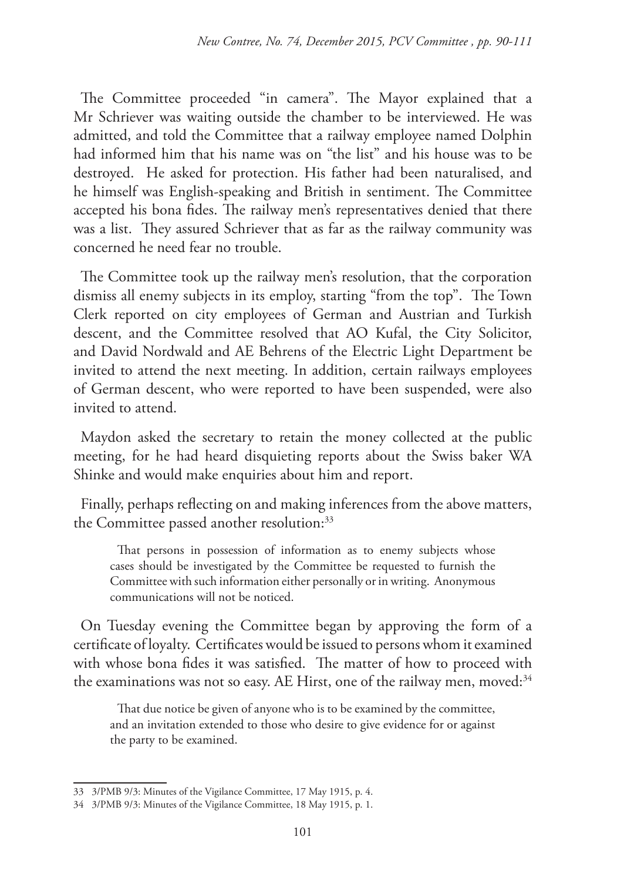The Committee proceeded "in camera". The Mayor explained that a Mr Schriever was waiting outside the chamber to be interviewed. He was admitted, and told the Committee that a railway employee named Dolphin had informed him that his name was on "the list" and his house was to be destroyed. He asked for protection. His father had been naturalised, and he himself was English-speaking and British in sentiment. The Committee accepted his bona fides. The railway men's representatives denied that there was a list. They assured Schriever that as far as the railway community was concerned he need fear no trouble.

The Committee took up the railway men's resolution, that the corporation dismiss all enemy subjects in its employ, starting "from the top". The Town Clerk reported on city employees of German and Austrian and Turkish descent, and the Committee resolved that AO Kufal, the City Solicitor, and David Nordwald and AE Behrens of the Electric Light Department be invited to attend the next meeting. In addition, certain railways employees of German descent, who were reported to have been suspended, were also invited to attend.

Maydon asked the secretary to retain the money collected at the public meeting, for he had heard disquieting reports about the Swiss baker WA Shinke and would make enquiries about him and report.

Finally, perhaps reflecting on and making inferences from the above matters, the Committee passed another resolution:[33]

> That persons in possession of information as to enemy subjects whose cases should be investigated by the Committee be requested to furnish the Committee with such information either personally or in writing. Anonymous communications will not be noticed.

On Tuesday evening the Committee began by approving the form of a certificate of loyalty. Certificates would be issued to persons whom it examined with whose bona fides it was satisfied. The matter of how to proceed with the examinations was not so easy. AE Hirst, one of the railway men, moved:[34]

> That due notice be given of anyone who is to be examined by the committee, and an invitation extended to those who desire to give evidence for or against the party to be examined.

---

33 3/PMB 9/3: Minutes of the Vigilance Committee, 17 May 1915, p. 4.

34 3/PMB 9/3: Minutes of the Vigilance Committee, 18 May 1915, p. 1.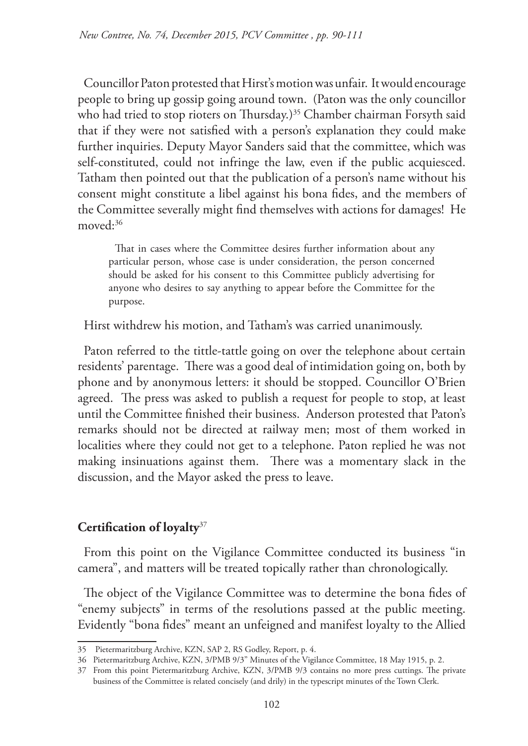Councillor Paton protested that Hirst's motion was unfair. It would encourage people to bring up gossip going around town. (Paton was the only councillor who had tried to stop rioters on Thursday.)[35] Chamber chairman Forsyth said that if they were not satisfied with a person's explanation they could make further inquiries. Deputy Mayor Sanders said that the committee, which was self-constituted, could not infringe the law, even if the public acquiesced. Tatham then pointed out that the publication of a person's name without his consent might constitute a libel against his bona fides, and the members of the Committee severally might find themselves with actions for damages! He moved:[36]

> That in cases where the Committee desires further information about any particular person, whose case is under consideration, the person concerned should be asked for his consent to this Committee publicly advertising for anyone who desires to say anything to appear before the Committee for the purpose.

Hirst withdrew his motion, and Tatham's was carried unanimously.

Paton referred to the tittle-tattle going on over the telephone about certain residents' parentage. There was a good deal of intimidation going on, both by phone and by anonymous letters: it should be stopped. Councillor O'Brien agreed. The press was asked to publish a request for people to stop, at least until the Committee finished their business. Anderson protested that Paton's remarks should not be directed at railway men; most of them worked in localities where they could not get to a telephone. Paton replied he was not making insinuations against them. There was a momentary slack in the discussion, and the Mayor asked the press to leave.

## Certification of loyalty[37]

From this point on the Vigilance Committee conducted its business "in camera", and matters will be treated topically rather than chronologically.

The object of the Vigilance Committee was to determine the bona fides of "enemy subjects" in terms of the resolutions passed at the public meeting. Evidently "bona fides" meant an unfeigned and manifest loyalty to the Allied

---

35 Pietermaritzburg Archive, KZN, SAP 2, RS Godley, Report, p. 4.

36 Pietermaritzburg Archive, KZN, 3/PMB 9/3" Minutes of the Vigilance Committee, 18 May 1915, p. 2.

37 From this point Pietermaritzburg Archive, KZN, 3/PMB 9/3 contains no more press cuttings. The private business of the Committee is related concisely (and drily) in the typescript minutes of the Town Clerk.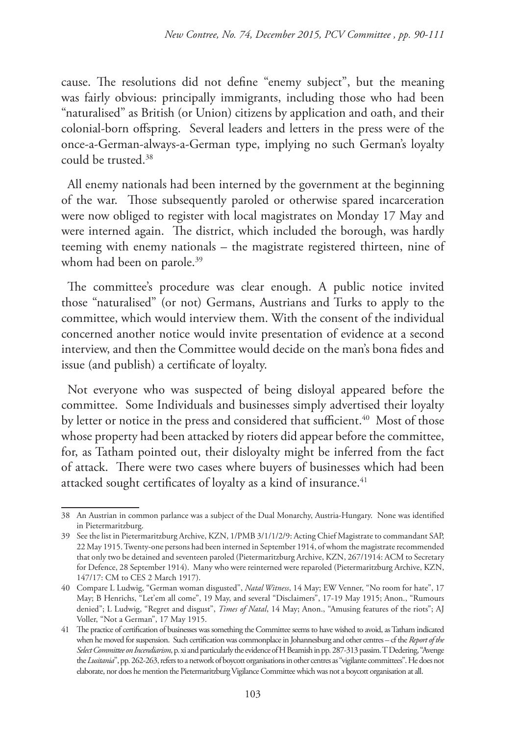cause. The resolutions did not define "enemy subject", but the meaning was fairly obvious: principally immigrants, including those who had been "naturalised" as British (or Union) citizens by application and oath, and their colonial-born offspring. Several leaders and letters in the press were of the once-a-German-always-a-German type, implying no such German's loyalty could be trusted.[38]

All enemy nationals had been interned by the government at the beginning of the war. Those subsequently paroled or otherwise spared incarceration were now obliged to register with local magistrates on Monday 17 May and were interned again. The district, which included the borough, was hardly teeming with enemy nationals – the magistrate registered thirteen, nine of whom had been on parole.[39]

The committee's procedure was clear enough. A public notice invited those "naturalised" (or not) Germans, Austrians and Turks to apply to the committee, which would interview them. With the consent of the individual concerned another notice would invite presentation of evidence at a second interview, and then the Committee would decide on the man's bona fides and issue (and publish) a certificate of loyalty.

Not everyone who was suspected of being disloyal appeared before the committee. Some Individuals and businesses simply advertised their loyalty by letter or notice in the press and considered that sufficient.[40] Most of those whose property had been attacked by rioters did appear before the committee, for, as Tatham pointed out, their disloyalty might be inferred from the fact of attack. There were two cases where buyers of businesses which had been attacked sought certificates of loyalty as a kind of insurance.[41]

---

38 An Austrian in common parlance was a subject of the Dual Monarchy, Austria-Hungary. None was identified in Pietermaritzburg.

39 See the list in Pietermaritzburg Archive, KZN, 1/PMB 3/1/1/2/9: Acting Chief Magistrate to commandant SAP, 22 May 1915. Twenty-one persons had been interned in September 1914, of whom the magistrate recommended that only two be detained and seventeen paroled (Pietermaritzburg Archive, KZN, 267/1914: ACM to Secretary for Defence, 28 September 1914). Many who were reinterned were reparoled (Pietermaritzburg Archive, KZN, 147/17: CM to CES 2 March 1917).

40 Compare L Ludwig, "German woman disgusted", *Natal Witness*, 14 May; EW Venner, "No room for hate", 17 May; B Henrichs, "Let'em all come", 19 May, and several "Disclaimers", 17-19 May 1915; Anon., "Rumours denied"; L Ludwig, "Regret and disgust", *Times of Natal*, 14 May; Anon., "Amusing features of the riots"; AJ Voller, "Not a German", 17 May 1915.

41 The practice of certification of businesses was something the Committee seems to have wished to avoid, as Tatham indicated when he moved for suspension. Such certification was commonplace in Johannesburg and other centres – cf the *Report of the Select Committee on Incendiarism*, p. xi and particularly the evidence of H Beamish in pp. 287-313 passim. T Dedering, "Avenge the *Lusitania*", pp. 262-263, refers to a network of boycott organisations in other centres as "vigilante committees". He does not elaborate, nor does he mention the Pietermaritzburg Vigilance Committee which was not a boycott organisation at all.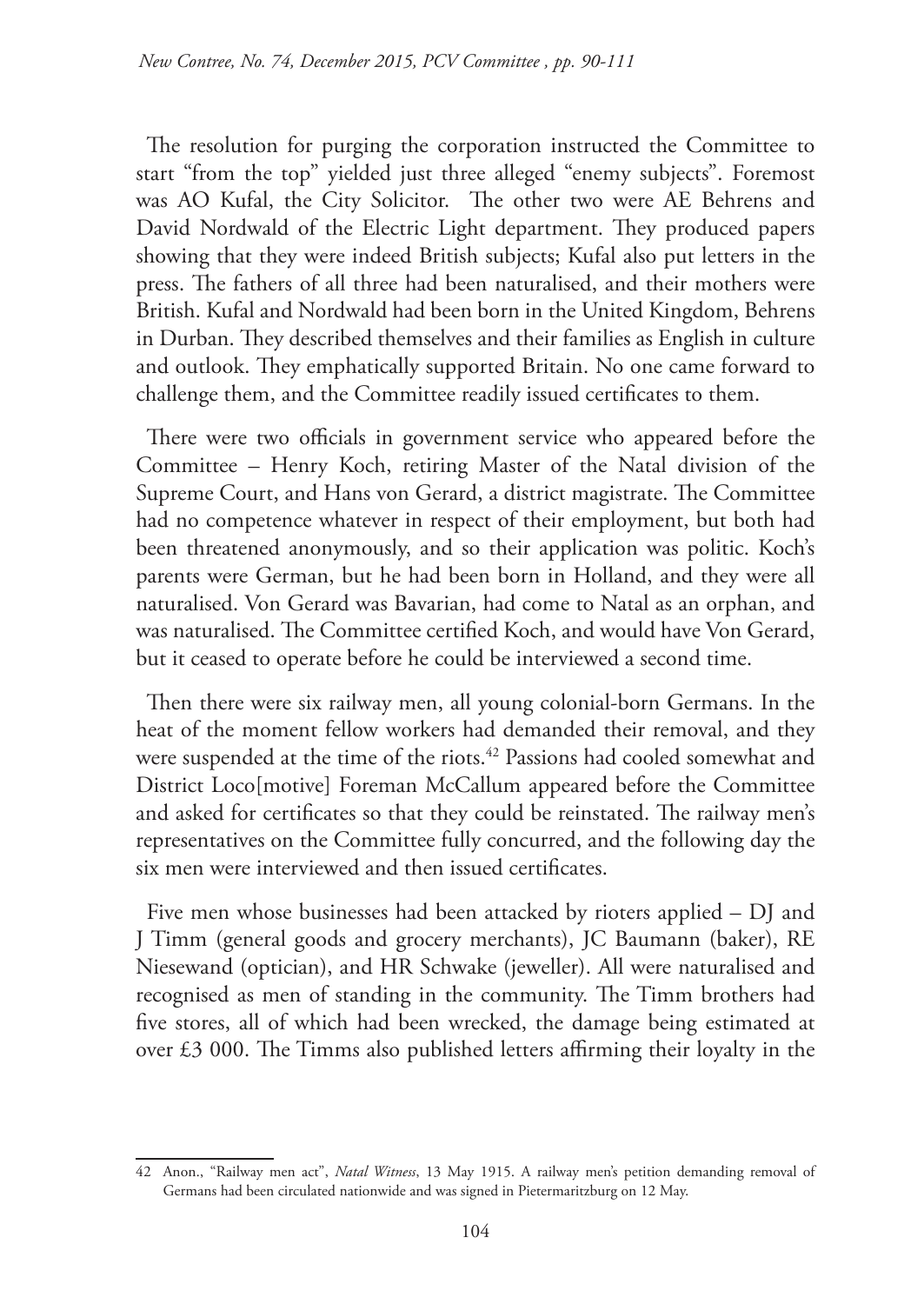The resolution for purging the corporation instructed the Committee to start "from the top" yielded just three alleged "enemy subjects". Foremost was AO Kufal, the City Solicitor. The other two were AE Behrens and David Nordwald of the Electric Light department. They produced papers showing that they were indeed British subjects; Kufal also put letters in the press. The fathers of all three had been naturalised, and their mothers were British. Kufal and Nordwald had been born in the United Kingdom, Behrens in Durban. They described themselves and their families as English in culture and outlook. They emphatically supported Britain. No one came forward to challenge them, and the Committee readily issued certificates to them.

There were two officials in government service who appeared before the Committee – Henry Koch, retiring Master of the Natal division of the Supreme Court, and Hans von Gerard, a district magistrate. The Committee had no competence whatever in respect of their employment, but both had been threatened anonymously, and so their application was politic. Koch's parents were German, but he had been born in Holland, and they were all naturalised. Von Gerard was Bavarian, had come to Natal as an orphan, and was naturalised. The Committee certified Koch, and would have Von Gerard, but it ceased to operate before he could be interviewed a second time.

Then there were six railway men, all young colonial-born Germans. In the heat of the moment fellow workers had demanded their removal, and they were suspended at the time of the riots.[42] Passions had cooled somewhat and District Loco[motive] Foreman McCallum appeared before the Committee and asked for certificates so that they could be reinstated. The railway men's representatives on the Committee fully concurred, and the following day the six men were interviewed and then issued certificates.

Five men whose businesses had been attacked by rioters applied – DJ and J Timm (general goods and grocery merchants), JC Baumann (baker), RE Niesewand (optician), and HR Schwake (jeweller). All were naturalised and recognised as men of standing in the community. The Timm brothers had five stores, all of which had been wrecked, the damage being estimated at over £3 000. The Timms also published letters affirming their loyalty in the

---

42 Anon., "Railway men act", *Natal Witness*, 13 May 1915. A railway men's petition demanding removal of Germans had been circulated nationwide and was signed in Pietermaritzburg on 12 May.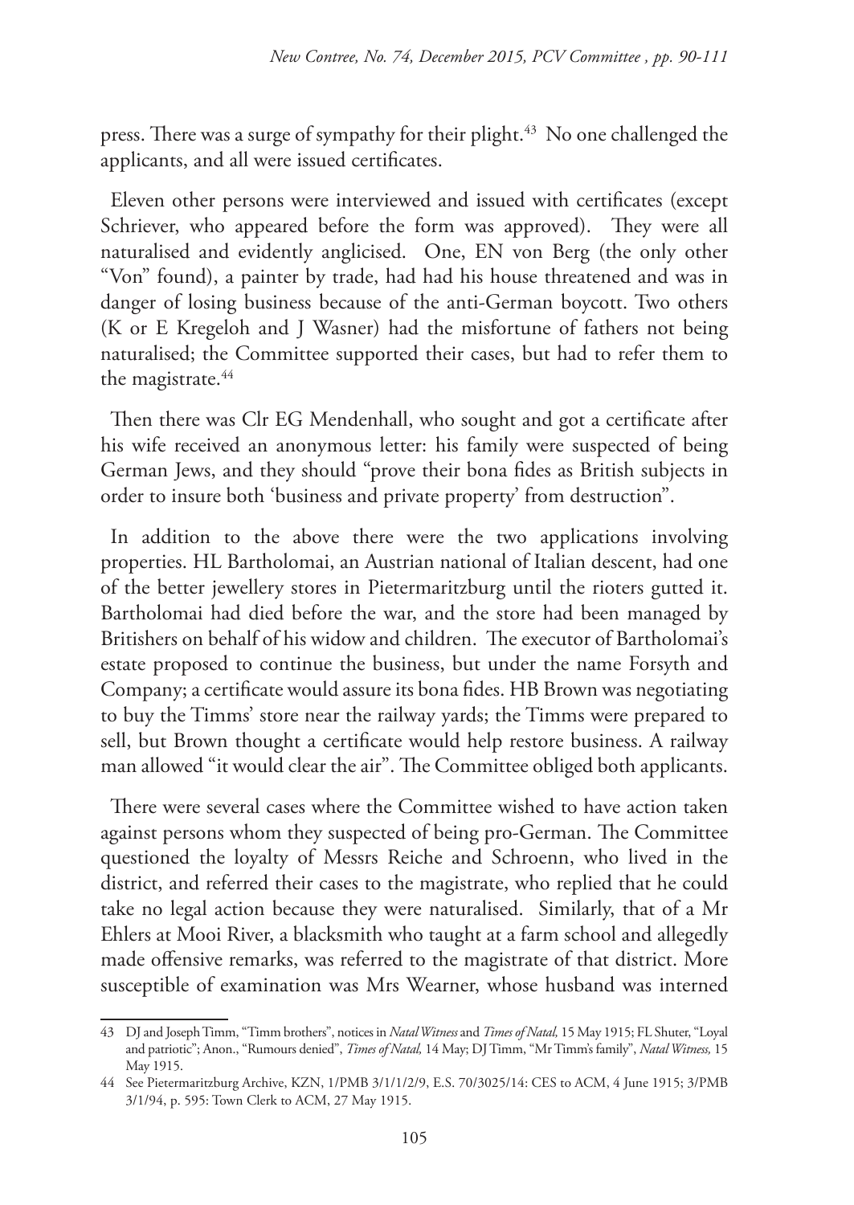press. There was a surge of sympathy for their plight.[43] No one challenged the applicants, and all were issued certificates.

Eleven other persons were interviewed and issued with certificates (except Schriever, who appeared before the form was approved). They were all naturalised and evidently anglicised. One, EN von Berg (the only other "Von" found), a painter by trade, had had his house threatened and was in danger of losing business because of the anti-German boycott. Two others (K or E Kregeloh and J Wasner) had the misfortune of fathers not being naturalised; the Committee supported their cases, but had to refer them to the magistrate.[44]

Then there was Clr EG Mendenhall, who sought and got a certificate after his wife received an anonymous letter: his family were suspected of being German Jews, and they should "prove their bona fides as British subjects in order to insure both 'business and private property' from destruction".

In addition to the above there were the two applications involving properties. HL Bartholomai, an Austrian national of Italian descent, had one of the better jewellery stores in Pietermaritzburg until the rioters gutted it. Bartholomai had died before the war, and the store had been managed by Britishers on behalf of his widow and children. The executor of Bartholomai's estate proposed to continue the business, but under the name Forsyth and Company; a certificate would assure its bona fides. HB Brown was negotiating to buy the Timms' store near the railway yards; the Timms were prepared to sell, but Brown thought a certificate would help restore business. A railway man allowed "it would clear the air". The Committee obliged both applicants.

There were several cases where the Committee wished to have action taken against persons whom they suspected of being pro-German. The Committee questioned the loyalty of Messrs Reiche and Schroenn, who lived in the district, and referred their cases to the magistrate, who replied that he could take no legal action because they were naturalised. Similarly, that of a Mr Ehlers at Mooi River, a blacksmith who taught at a farm school and allegedly made offensive remarks, was referred to the magistrate of that district. More susceptible of examination was Mrs Wearner, whose husband was interned

---

43 DJ and Joseph Timm, "Timm brothers", notices in *Natal Witness* and *Times of Natal,* 15 May 1915; FL Shuter, "Loyal and patriotic"; Anon., "Rumours denied", *Times of Natal,* 14 May; DJ Timm, "Mr Timm's family", *Natal Witness,* 15 May 1915.

44 See Pietermaritzburg Archive, KZN, 1/PMB 3/1/1/2/9, E.S. 70/3025/14: CES to ACM, 4 June 1915; 3/PMB 3/1/94, p. 595: Town Clerk to ACM, 27 May 1915.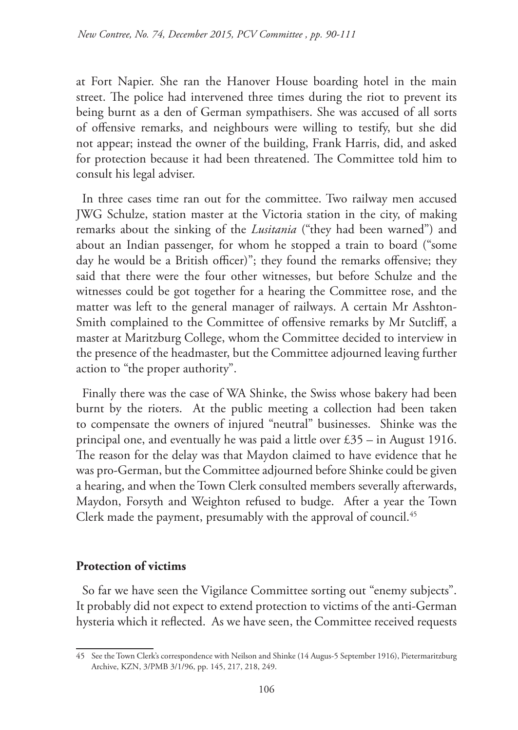at Fort Napier. She ran the Hanover House boarding hotel in the main street. The police had intervened three times during the riot to prevent its being burnt as a den of German sympathisers. She was accused of all sorts of offensive remarks, and neighbours were willing to testify, but she did not appear; instead the owner of the building, Frank Harris, did, and asked for protection because it had been threatened. The Committee told him to consult his legal adviser.

In three cases time ran out for the committee. Two railway men accused JWG Schulze, station master at the Victoria station in the city, of making remarks about the sinking of the *Lusitania* ("they had been warned") and about an Indian passenger, for whom he stopped a train to board ("some day he would be a British officer)"; they found the remarks offensive; they said that there were the four other witnesses, but before Schulze and the witnesses could be got together for a hearing the Committee rose, and the matter was left to the general manager of railways. A certain Mr Asshton-Smith complained to the Committee of offensive remarks by Mr Sutcliff, a master at Maritzburg College, whom the Committee decided to interview in the presence of the headmaster, but the Committee adjourned leaving further action to "the proper authority".

Finally there was the case of WA Shinke, the Swiss whose bakery had been burnt by the rioters. At the public meeting a collection had been taken to compensate the owners of injured "neutral" businesses. Shinke was the principal one, and eventually he was paid a little over £35 – in August 1916. The reason for the delay was that Maydon claimed to have evidence that he was pro-German, but the Committee adjourned before Shinke could be given a hearing, and when the Town Clerk consulted members severally afterwards, Maydon, Forsyth and Weighton refused to budge. After a year the Town Clerk made the payment, presumably with the approval of council.[45]

## Protection of victims

So far we have seen the Vigilance Committee sorting out "enemy subjects". It probably did not expect to extend protection to victims of the anti-German hysteria which it reflected. As we have seen, the Committee received requests

---

45 See the Town Clerk's correspondence with Neilson and Shinke (14 Augus-5 September 1916), Pietermaritzburg Archive, KZN, 3/PMB 3/1/96, pp. 145, 217, 218, 249.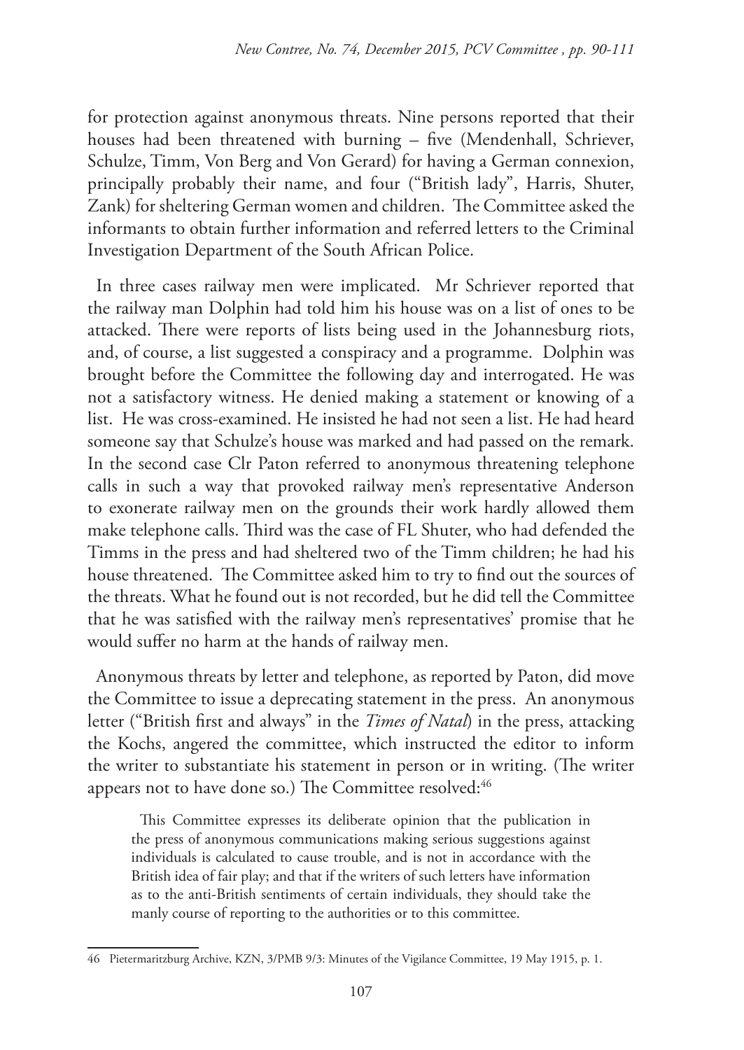for protection against anonymous threats. Nine persons reported that their houses had been threatened with burning – five (Mendenhall, Schriever, Schulze, Timm, Von Berg and Von Gerard) for having a German connexion, principally probably their name, and four ("British lady", Harris, Shuter, Zank) for sheltering German women and children. The Committee asked the informants to obtain further information and referred letters to the Criminal Investigation Department of the South African Police.

In three cases railway men were implicated. Mr Schriever reported that the railway man Dolphin had told him his house was on a list of ones to be attacked. There were reports of lists being used in the Johannesburg riots, and, of course, a list suggested a conspiracy and a programme. Dolphin was brought before the Committee the following day and interrogated. He was not a satisfactory witness. He denied making a statement or knowing of a list. He was cross-examined. He insisted he had not seen a list. He had heard someone say that Schulze's house was marked and had passed on the remark. In the second case Clr Paton referred to anonymous threatening telephone calls in such a way that provoked railway men's representative Anderson to exonerate railway men on the grounds their work hardly allowed them make telephone calls. Third was the case of FL Shuter, who had defended the Timms in the press and had sheltered two of the Timm children; he had his house threatened. The Committee asked him to try to find out the sources of the threats. What he found out is not recorded, but he did tell the Committee that he was satisfied with the railway men's representatives' promise that he would suffer no harm at the hands of railway men.

Anonymous threats by letter and telephone, as reported by Paton, did move the Committee to issue a deprecating statement in the press. An anonymous letter ("British first and always" in the *Times of Natal*) in the press, attacking the Kochs, angered the committee, which instructed the editor to inform the writer to substantiate his statement in person or in writing. (The writer appears not to have done so.) The Committee resolved:[46]

> This Committee expresses its deliberate opinion that the publication in the press of anonymous communications making serious suggestions against individuals is calculated to cause trouble, and is not in accordance with the British idea of fair play; and that if the writers of such letters have information as to the anti-British sentiments of certain individuals, they should take the manly course of reporting to the authorities or to this committee.

46 Pietermaritzburg Archive, KZN, 3/PMB 9/3: Minutes of the Vigilance Committee, 19 May 1915, p. 1.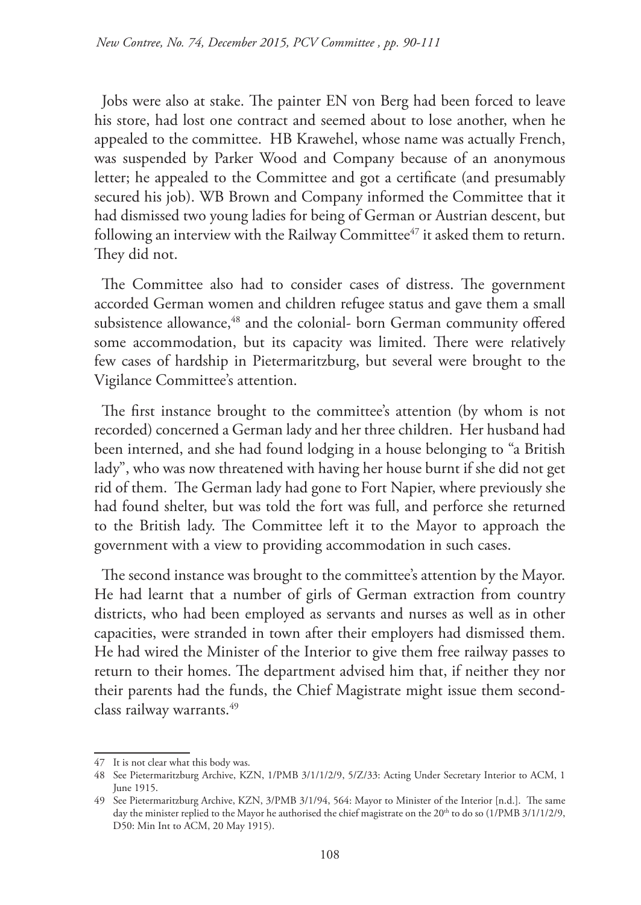Jobs were also at stake. The painter EN von Berg had been forced to leave his store, had lost one contract and seemed about to lose another, when he appealed to the committee. HB Krawehel, whose name was actually French, was suspended by Parker Wood and Company because of an anonymous letter; he appealed to the Committee and got a certificate (and presumably secured his job). WB Brown and Company informed the Committee that it had dismissed two young ladies for being of German or Austrian descent, but following an interview with the Railway Committee[47] it asked them to return. They did not.

The Committee also had to consider cases of distress. The government accorded German women and children refugee status and gave them a small subsistence allowance,[48] and the colonial- born German community offered some accommodation, but its capacity was limited. There were relatively few cases of hardship in Pietermaritzburg, but several were brought to the Vigilance Committee's attention.

The first instance brought to the committee's attention (by whom is not recorded) concerned a German lady and her three children. Her husband had been interned, and she had found lodging in a house belonging to "a British lady", who was now threatened with having her house burnt if she did not get rid of them. The German lady had gone to Fort Napier, where previously she had found shelter, but was told the fort was full, and perforce she returned to the British lady. The Committee left it to the Mayor to approach the government with a view to providing accommodation in such cases.

The second instance was brought to the committee's attention by the Mayor. He had learnt that a number of girls of German extraction from country districts, who had been employed as servants and nurses as well as in other capacities, were stranded in town after their employers had dismissed them. He had wired the Minister of the Interior to give them free railway passes to return to their homes. The department advised him that, if neither they nor their parents had the funds, the Chief Magistrate might issue them second-class railway warrants.[49]

---

47 It is not clear what this body was.

48 See Pietermaritzburg Archive, KZN, 1/PMB 3/1/1/2/9, 5/Z/33: Acting Under Secretary Interior to ACM, 1 June 1915.

49 See Pietermaritzburg Archive, KZN, 3/PMB 3/1/94, 564: Mayor to Minister of the Interior [n.d.]. The same day the minister replied to the Mayor he authorised the chief magistrate on the 20th to do so (1/PMB 3/1/1/2/9, D50: Min Int to ACM, 20 May 1915).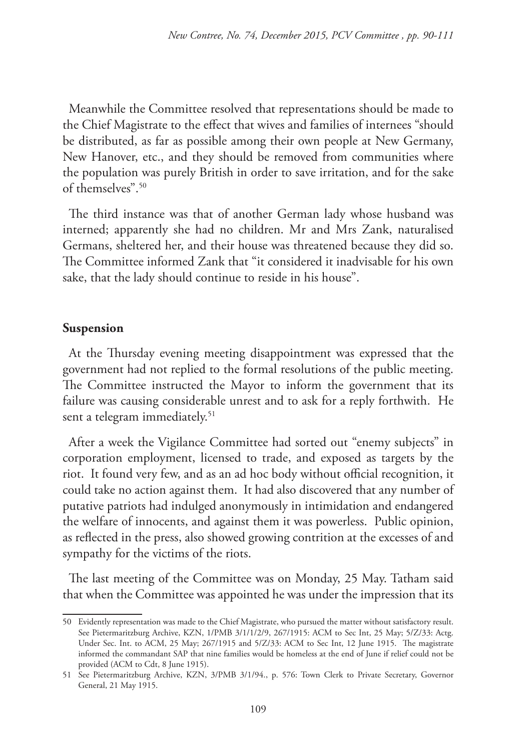Meanwhile the Committee resolved that representations should be made to the Chief Magistrate to the effect that wives and families of internees "should be distributed, as far as possible among their own people at New Germany, New Hanover, etc., and they should be removed from communities where the population was purely British in order to save irritation, and for the sake of themselves".[50]

The third instance was that of another German lady whose husband was interned; apparently she had no children. Mr and Mrs Zank, naturalised Germans, sheltered her, and their house was threatened because they did so. The Committee informed Zank that "it considered it inadvisable for his own sake, that the lady should continue to reside in his house".

## Suspension

At the Thursday evening meeting disappointment was expressed that the government had not replied to the formal resolutions of the public meeting. The Committee instructed the Mayor to inform the government that its failure was causing considerable unrest and to ask for a reply forthwith. He sent a telegram immediately.[51]

After a week the Vigilance Committee had sorted out "enemy subjects" in corporation employment, licensed to trade, and exposed as targets by the riot. It found very few, and as an ad hoc body without official recognition, it could take no action against them. It had also discovered that any number of putative patriots had indulged anonymously in intimidation and endangered the welfare of innocents, and against them it was powerless. Public opinion, as reflected in the press, also showed growing contrition at the excesses of and sympathy for the victims of the riots.

The last meeting of the Committee was on Monday, 25 May. Tatham said that when the Committee was appointed he was under the impression that its

---

50 Evidently representation was made to the Chief Magistrate, who pursued the matter without satisfactory result. See Pietermaritzburg Archive, KZN, 1/PMB 3/1/1/2/9, 267/1915: ACM to Sec Int, 25 May; 5/Z/33: Actg. Under Sec. Int. to ACM, 25 May; 267/1915 and 5/Z/33: ACM to Sec Int, 12 June 1915. The magistrate informed the commandant SAP that nine families would be homeless at the end of June if relief could not be provided (ACM to Cdt, 8 June 1915).

51 See Pietermaritzburg Archive, KZN, 3/PMB 3/1/94., p. 576: Town Clerk to Private Secretary, Governor General, 21 May 1915.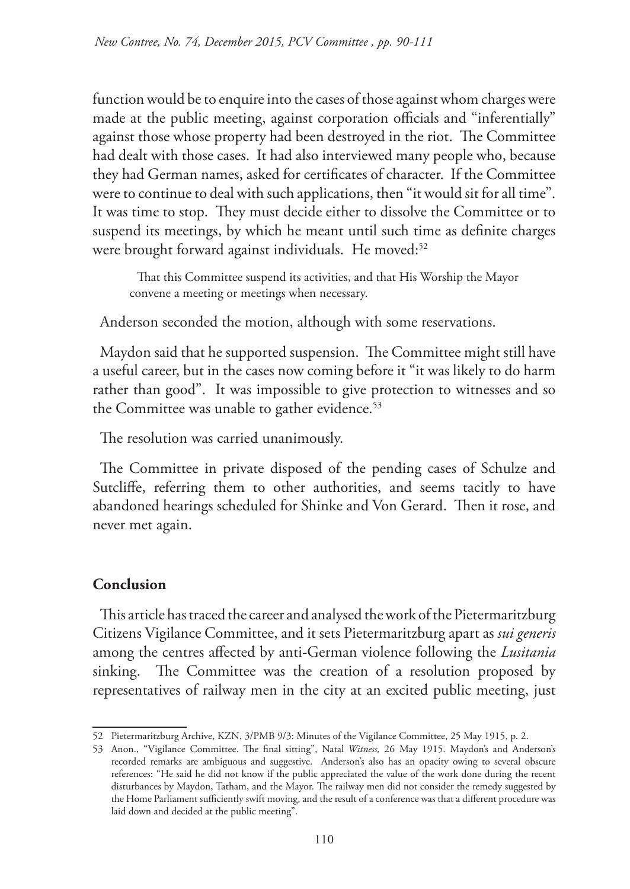function would be to enquire into the cases of those against whom charges were made at the public meeting, against corporation officials and "inferentially" against those whose property had been destroyed in the riot. The Committee had dealt with those cases. It had also interviewed many people who, because they had German names, asked for certificates of character. If the Committee were to continue to deal with such applications, then "it would sit for all time". It was time to stop. They must decide either to dissolve the Committee or to suspend its meetings, by which he meant until such time as definite charges were brought forward against individuals. He moved:[52]

> That this Committee suspend its activities, and that His Worship the Mayor convene a meeting or meetings when necessary.

Anderson seconded the motion, although with some reservations.

Maydon said that he supported suspension. The Committee might still have a useful career, but in the cases now coming before it "it was likely to do harm rather than good". It was impossible to give protection to witnesses and so the Committee was unable to gather evidence.[53]

The resolution was carried unanimously.

The Committee in private disposed of the pending cases of Schulze and Sutcliffe, referring them to other authorities, and seems tacitly to have abandoned hearings scheduled for Shinke and Von Gerard. Then it rose, and never met again.

## Conclusion

This article has traced the career and analysed the work of the Pietermaritzburg Citizens Vigilance Committee, and it sets Pietermaritzburg apart as *sui generis* among the centres affected by anti-German violence following the *Lusitania* sinking. The Committee was the creation of a resolution proposed by representatives of railway men in the city at an excited public meeting, just

---

52 Pietermaritzburg Archive, KZN, 3/PMB 9/3: Minutes of the Vigilance Committee, 25 May 1915, p. 2.

53 Anon., "Vigilance Committee. The final sitting", Natal *Witness,* 26 May 1915. Maydon's and Anderson's recorded remarks are ambiguous and suggestive. Anderson's also has an opacity owing to several obscure references: "He said he did not know if the public appreciated the value of the work done during the recent disturbances by Maydon, Tatham, and the Mayor. The railway men did not consider the remedy suggested by the Home Parliament sufficiently swift moving, and the result of a conference was that a different procedure was laid down and decided at the public meeting".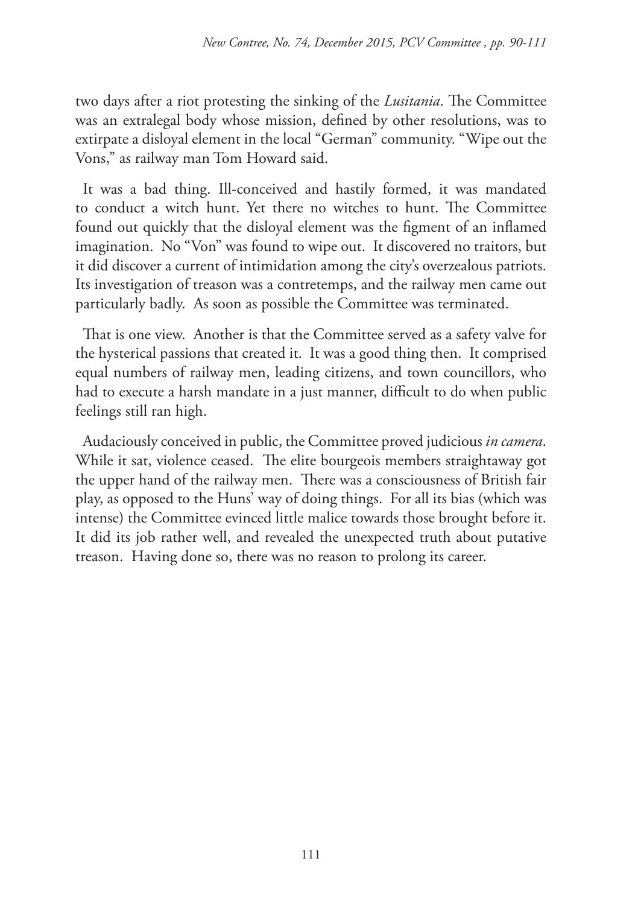two days after a riot protesting the sinking of the *Lusitania*. The Committee was an extralegal body whose mission, defined by other resolutions, was to extirpate a disloyal element in the local "German" community. "Wipe out the Vons," as railway man Tom Howard said.

It was a bad thing. Ill-conceived and hastily formed, it was mandated to conduct a witch hunt. Yet there no witches to hunt. The Committee found out quickly that the disloyal element was the figment of an inflamed imagination. No "Von" was found to wipe out. It discovered no traitors, but it did discover a current of intimidation among the city's overzealous patriots. Its investigation of treason was a contretemps, and the railway men came out particularly badly. As soon as possible the Committee was terminated.

That is one view. Another is that the Committee served as a safety valve for the hysterical passions that created it. It was a good thing then. It comprised equal numbers of railway men, leading citizens, and town councillors, who had to execute a harsh mandate in a just manner, difficult to do when public feelings still ran high.

Audaciously conceived in public, the Committee proved judicious *in camera*. While it sat, violence ceased. The elite bourgeois members straightaway got the upper hand of the railway men. There was a consciousness of British fair play, as opposed to the Huns' way of doing things. For all its bias (which was intense) the Committee evinced little malice towards those brought before it. It did its job rather well, and revealed the unexpected truth about putative treason. Having done so, there was no reason to prolong its career.